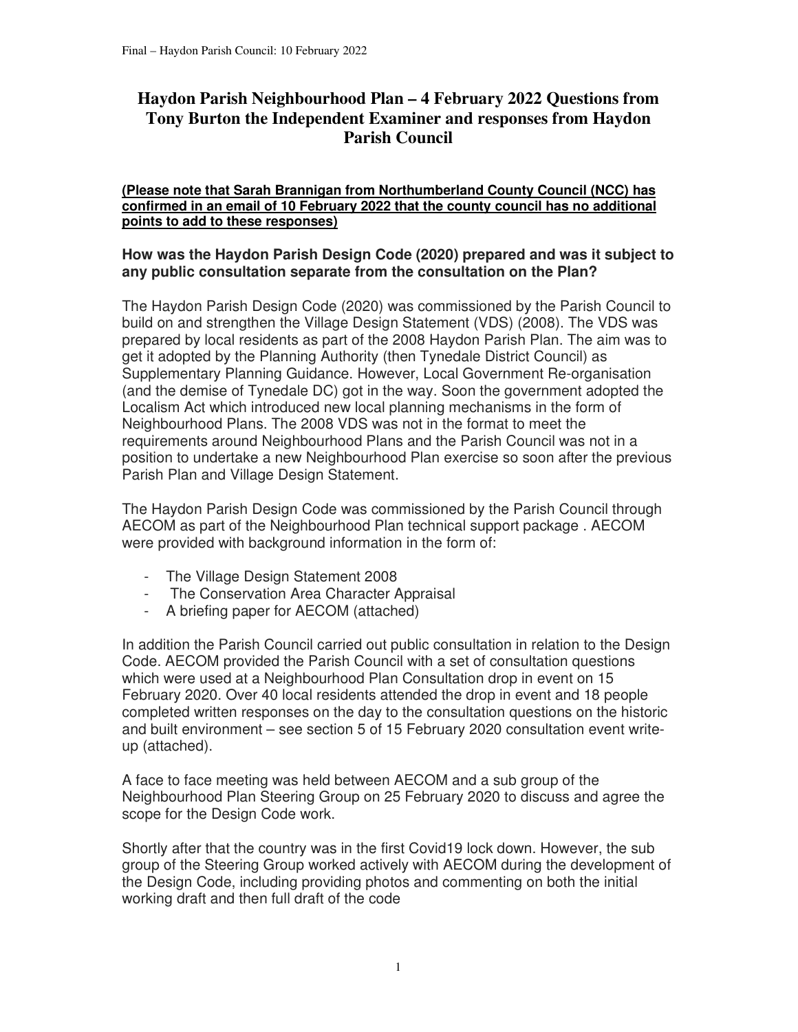# Haydon Parish Neighbourhood Plan – 4 February 2022 Questions from Tony Burton the Independent Examiner and responses from Haydon Parish Council

**(Please note that Sarah Brannigan from Northumberland County Council (NCC) has confirmed in an email of 10 February 2022 that the county council has no additional points to add to these responses)**

### How was the Haydon Parish Design Code (2020) prepared and was it subject to any public consultation separate from the consultation on the Plan?

The Haydon Parish Design Code (2020) was commissioned by the Parish Council to build on and strengthen the Village Design Statement (VDS) (2008). The VDS was prepared by local residents as part of the 2008 Haydon Parish Plan. The aim was to get it adopted by the Planning Authority (then Tynedale District Council) as Supplementary Planning Guidance. However, Local Government Re-organisation (and the demise of Tynedale DC) got in the way. Soon the government adopted the Localism Act which introduced new local planning mechanisms in the form of Neighbourhood Plans. The 2008 VDS was not in the format to meet the requirements around Neighbourhood Plans and the Parish Council was not in a position to undertake a new Neighbourhood Plan exercise so soon after the previous Parish Plan and Village Design Statement.

The Haydon Parish Design Code was commissioned by the Parish Council through AECOM as part of the Neighbourhood Plan technical support package . AECOM were provided with background information in the form of:

- The Village Design Statement 2008
- The Conservation Area Character Appraisal
- A briefing paper for AECOM (attached)

In addition the Parish Council carried out public consultation in relation to the Design Code. AECOM provided the Parish Council with a set of consultation questions which were used at a Neighbourhood Plan Consultation drop in event on 15 February 2020. Over 40 local residents attended the drop in event and 18 people completed written responses on the day to the consultation questions on the historic and built environment – see section 5 of 15 February 2020 consultation event write-up (attached).

A face to face meeting was held between AECOM and a sub group of the Neighbourhood Plan Steering Group on 25 February 2020 to discuss and agree the scope for the Design Code work.

Shortly after that the country was in the first Covid19 lock down. However, the sub group of the Steering Group worked actively with AECOM during the development of the Design Code, including providing photos and commenting on both the initial working draft and then full draft of the code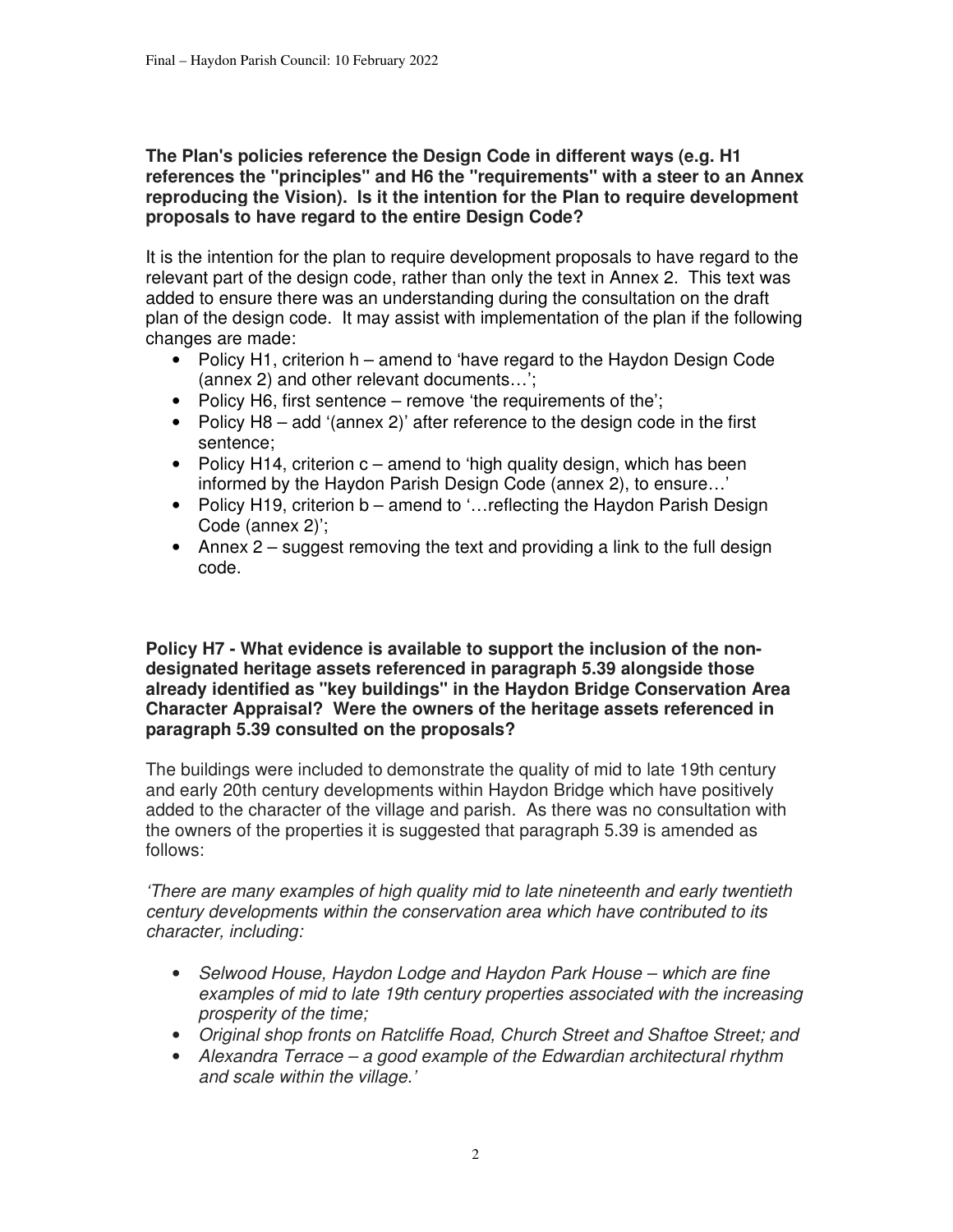**The Plan's policies reference the Design Code in different ways (e.g. H1 references the "principles" and H6 the "requirements" with a steer to an Annex reproducing the Vision). Is it the intention for the Plan to require development proposals to have regard to the entire Design Code?**

It is the intention for the plan to require development proposals to have regard to the relevant part of the design code, rather than only the text in Annex 2. This text was added to ensure there was an understanding during the consultation on the draft plan of the design code. It may assist with implementation of the plan if the following changes are made:

- Policy H1, criterion h – amend to 'have regard to the Haydon Design Code (annex 2) and other relevant documents…';
- Policy H6, first sentence – remove 'the requirements of the';
- Policy H8 – add '(annex 2)' after reference to the design code in the first sentence;
- Policy H14, criterion c – amend to 'high quality design, which has been informed by the Haydon Parish Design Code (annex 2), to ensure…'
- Policy H19, criterion b – amend to '…reflecting the Haydon Parish Design Code (annex 2)';
- Annex 2 – suggest removing the text and providing a link to the full design code.

**Policy H7 - What evidence is available to support the inclusion of the non-designated heritage assets referenced in paragraph 5.39 alongside those already identified as "key buildings" in the Haydon Bridge Conservation Area Character Appraisal? Were the owners of the heritage assets referenced in paragraph 5.39 consulted on the proposals?**

The buildings were included to demonstrate the quality of mid to late 19th century and early 20th century developments within Haydon Bridge which have positively added to the character of the village and parish. As there was no consultation with the owners of the properties it is suggested that paragraph 5.39 is amended as follows:

*'There are many examples of high quality mid to late nineteenth and early twentieth century developments within the conservation area which have contributed to its character, including:*

- *Selwood House, Haydon Lodge and Haydon Park House – which are fine examples of mid to late 19th century properties associated with the increasing prosperity of the time;*
- *Original shop fronts on Ratcliffe Road, Church Street and Shaftoe Street; and*
- *Alexandra Terrace – a good example of the Edwardian architectural rhythm and scale within the village.'*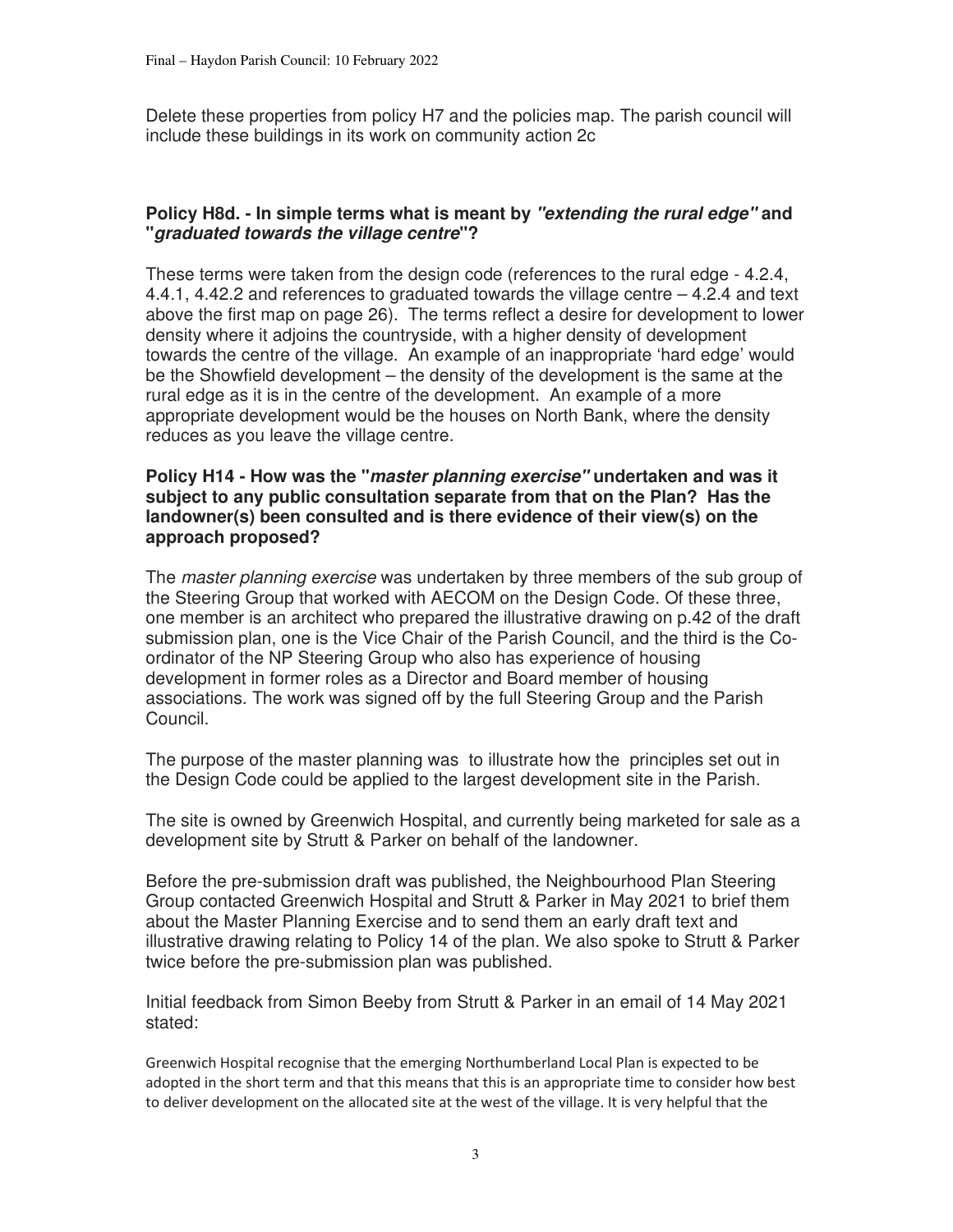Delete these properties from policy H7 and the policies map. The parish council will include these buildings in its work on community action 2c

**Policy H8d. - In simple terms what is meant by *"extending the rural edge"* and "*graduated towards the village centre*"?**

These terms were taken from the design code (references to the rural edge - 4.2.4, 4.4.1, 4.42.2 and references to graduated towards the village centre – 4.2.4 and text above the first map on page 26). The terms reflect a desire for development to lower density where it adjoins the countryside, with a higher density of development towards the centre of the village. An example of an inappropriate 'hard edge' would be the Showfield development – the density of the development is the same at the rural edge as it is in the centre of the development. An example of a more appropriate development would be the houses on North Bank, where the density reduces as you leave the village centre.

**Policy H14 - How was the "*master planning exercise"* undertaken and was it subject to any public consultation separate from that on the Plan? Has the landowner(s) been consulted and is there evidence of their view(s) on the approach proposed?**

The *master planning exercise* was undertaken by three members of the sub group of the Steering Group that worked with AECOM on the Design Code. Of these three, one member is an architect who prepared the illustrative drawing on p.42 of the draft submission plan, one is the Vice Chair of the Parish Council, and the third is the Co-ordinator of the NP Steering Group who also has experience of housing development in former roles as a Director and Board member of housing associations. The work was signed off by the full Steering Group and the Parish Council.

The purpose of the master planning was to illustrate how the principles set out in the Design Code could be applied to the largest development site in the Parish.

The site is owned by Greenwich Hospital, and currently being marketed for sale as a development site by Strutt & Parker on behalf of the landowner.

Before the pre-submission draft was published, the Neighbourhood Plan Steering Group contacted Greenwich Hospital and Strutt & Parker in May 2021 to brief them about the Master Planning Exercise and to send them an early draft text and illustrative drawing relating to Policy 14 of the plan. We also spoke to Strutt & Parker twice before the pre-submission plan was published.

Initial feedback from Simon Beeby from Strutt & Parker in an email of 14 May 2021 stated:

Greenwich Hospital recognise that the emerging Northumberland Local Plan is expected to be adopted in the short term and that this means that this is an appropriate time to consider how best to deliver development on the allocated site at the west of the village. It is very helpful that the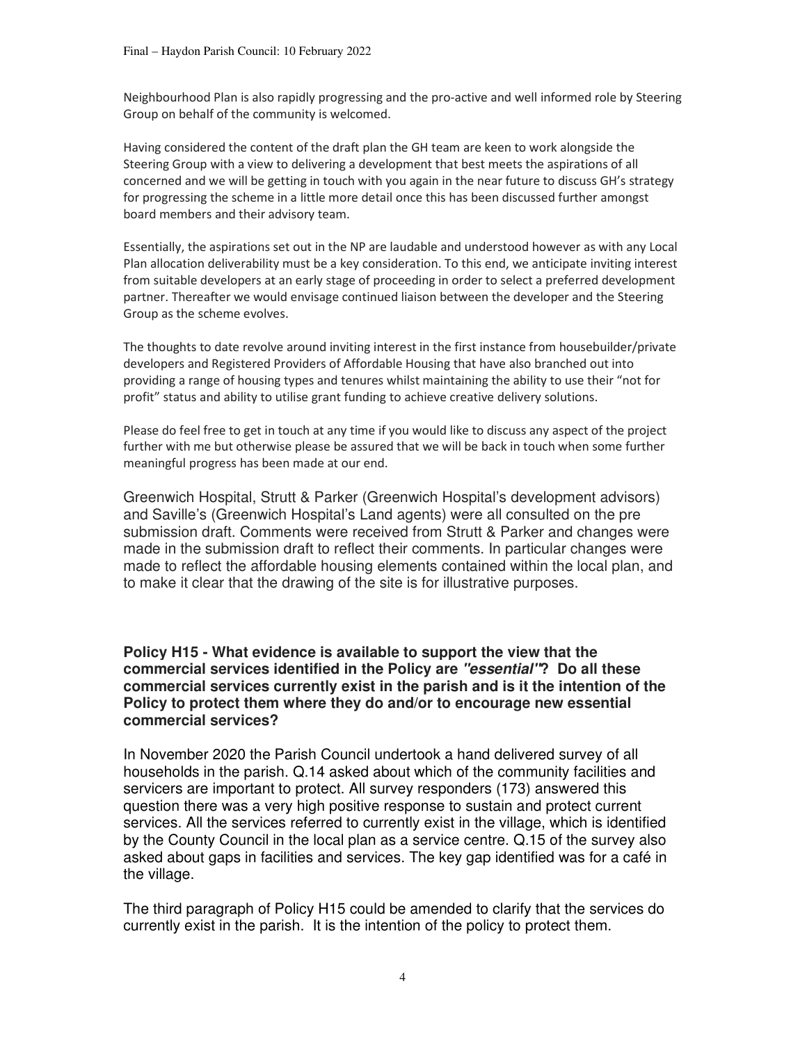Neighbourhood Plan is also rapidly progressing and the pro-active and well informed role by Steering Group on behalf of the community is welcomed.

Having considered the content of the draft plan the GH team are keen to work alongside the Steering Group with a view to delivering a development that best meets the aspirations of all concerned and we will be getting in touch with you again in the near future to discuss GH's strategy for progressing the scheme in a little more detail once this has been discussed further amongst board members and their advisory team.

Essentially, the aspirations set out in the NP are laudable and understood however as with any Local Plan allocation deliverability must be a key consideration. To this end, we anticipate inviting interest from suitable developers at an early stage of proceeding in order to select a preferred development partner. Thereafter we would envisage continued liaison between the developer and the Steering Group as the scheme evolves.

The thoughts to date revolve around inviting interest in the first instance from housebuilder/private developers and Registered Providers of Affordable Housing that have also branched out into providing a range of housing types and tenures whilst maintaining the ability to use their "not for profit" status and ability to utilise grant funding to achieve creative delivery solutions.

Please do feel free to get in touch at any time if you would like to discuss any aspect of the project further with me but otherwise please be assured that we will be back in touch when some further meaningful progress has been made at our end.

Greenwich Hospital, Strutt & Parker (Greenwich Hospital's development advisors) and Saville's (Greenwich Hospital's Land agents) were all consulted on the pre submission draft. Comments were received from Strutt & Parker and changes were made in the submission draft to reflect their comments. In particular changes were made to reflect the affordable housing elements contained within the local plan, and to make it clear that the drawing of the site is for illustrative purposes.

**Policy H15 - What evidence is available to support the view that the commercial services identified in the Policy are *"essential"*? Do all these commercial services currently exist in the parish and is it the intention of the Policy to protect them where they do and/or to encourage new essential commercial services?**

In November 2020 the Parish Council undertook a hand delivered survey of all households in the parish. Q.14 asked about which of the community facilities and servicers are important to protect. All survey responders (173) answered this question there was a very high positive response to sustain and protect current services. All the services referred to currently exist in the village, which is identified by the County Council in the local plan as a service centre. Q.15 of the survey also asked about gaps in facilities and services. The key gap identified was for a café in the village.

The third paragraph of Policy H15 could be amended to clarify that the services do currently exist in the parish. It is the intention of the policy to protect them.